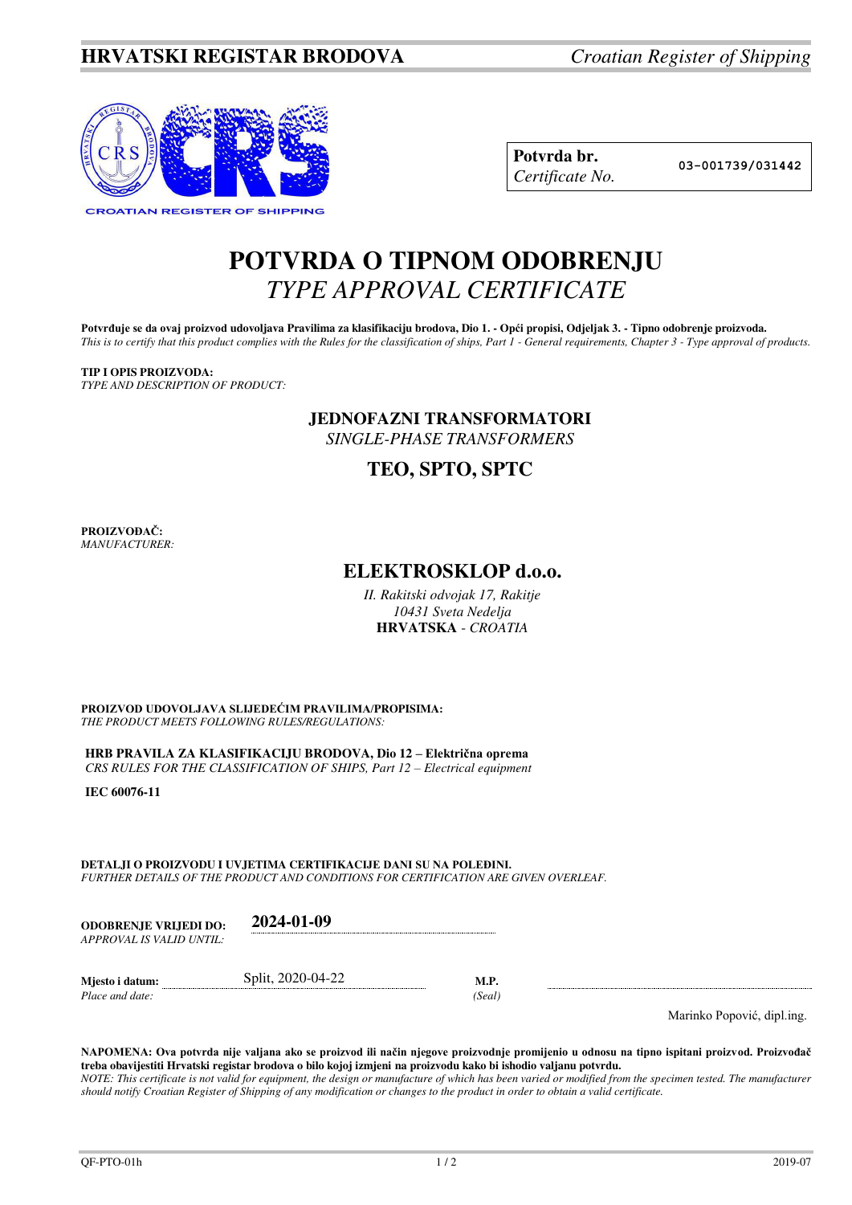**HRVATSKI REGISTAR BRODOVA** *Croatian Register of Shipping*

CROATIAN REGISTER OF SHIPPING

| **Potvrda br.** *Certificate No.* | 03-001739/031442 |
|---|---|

# POTVRDA O TIPNOM ODOBRENJU
## *TYPE APPROVAL CERTIFICATE*

**Potvrđuje se da ovaj proizvod udovoljava Pravilima za klasifikaciju brodova, Dio 1. - Opći propisi, Odjeljak 3. - Tipno odobrenje proizvoda.**
*This is to certify that this product complies with the Rules for the classification of ships, Part 1 - General requirements, Chapter 3 - Type approval of products.*

**TIP I OPIS PROIZVODA:**
*TYPE AND DESCRIPTION OF PRODUCT:*

**JEDNOFAZNI TRANSFORMATORI**
*SINGLE-PHASE TRANSFORMERS*

**TEO, SPTO, SPTC**

**PROIZVOĐAČ:**
*MANUFACTURER:*

**ELEKTROSKLOP d.o.o.**
*II. Rakitski odvojak 17, Rakitje*
*10431 Sveta Nedelja*
**HRVATSKA** - *CROATIA*

**PROIZVOD UDOVOLJAVA SLIJEDEĆIM PRAVILIMA/PROPISIMA:**
*THE PRODUCT MEETS FOLLOWING RULES/REGULATIONS:*

**HRB PRAVILA ZA KLASIFIKACIJU BRODOVA, Dio 12 – Električna oprema**
*CRS RULES FOR THE CLASSIFICATION OF SHIPS, Part 12 – Electrical equipment*

**IEC 60076-11**

**DETALJI O PROIZVODU I UVJETIMA CERTIFIKACIJE DANI SU NA POLEĐINI.**
*FURTHER DETAILS OF THE PRODUCT AND CONDITIONS FOR CERTIFICATION ARE GIVEN OVERLEAF.*

**ODOBRENJE VRIJEDI DO:** *APPROVAL IS VALID UNTIL:* **2024-01-09**

**Mjesto i datum:** *Place and date:* Split, 2020-04-22

**M.P.** *(Seal)*

Marinko Popović, dipl.ing.

**NAPOMENA: Ova potvrda nije valjana ako se proizvod ili način njegove proizvodnje promijenio u odnosu na tipno ispitani proizvod. Proizvođač treba obavijestiti Hrvatski registar brodova o bilo kojoj izmjeni na proizvodu kako bi ishodio valjanu potvrdu.**
*NOTE: This certificate is not valid for equipment, the design or manufacture of which has been varied or modified from the specimen tested. The manufacturer should notify Croatian Register of Shipping of any modification or changes to the product in order to obtain a valid certificate.*

QF-PTO-01h 2019-07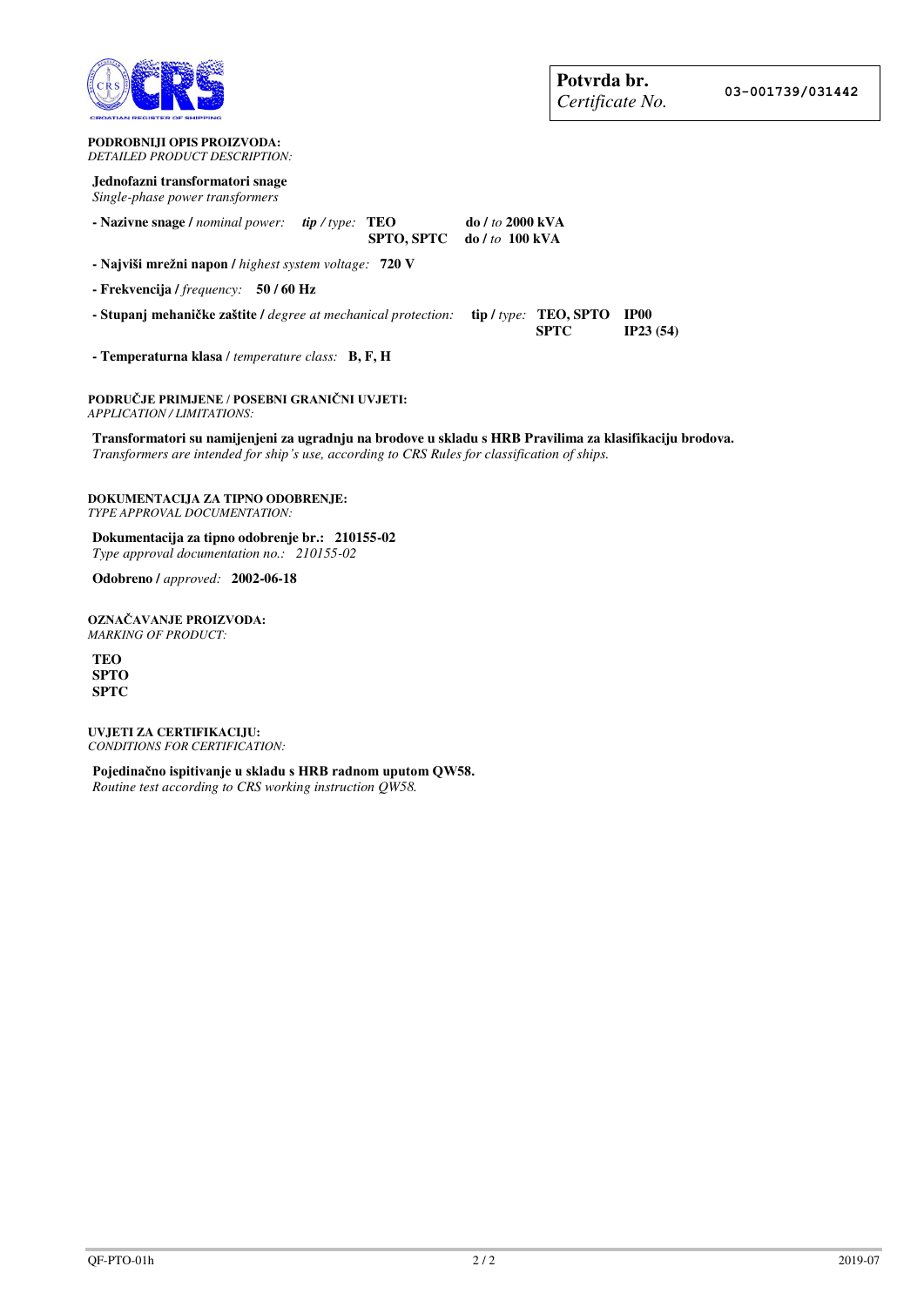**Potvrda br.** *Certificate No.* 03-001739/031442

**PODROBNIJI OPIS PROIZVODA:**
*DETAILED PRODUCT DESCRIPTION:*

**Jednofazni transformatori snage**
*Single-phase power transformers*

- **Nazivne snage /** *nominal power:* ***tip*** */ type:* **TEO** **do /** *to* **2000 kVA**
  **SPTO, SPTC** **do /** *to* **100 kVA**
- **Najviši mrežni napon /** *highest system voltage:* **720 V**
- **Frekvencija /** *frequency:* **50 / 60 Hz**
- **Stupanj mehaničke zaštite /** *degree at mechanical protection:* **tip /** *type:* **TEO, SPTO** **IP00**
  **SPTC** **IP23 (54)**
- **Temperaturna klasa** / *temperature class:* **B, F, H**

**PODRUČJE PRIMJENE / POSEBNI GRANIČNI UVJETI:**
*APPLICATION / LIMITATIONS:*

**Transformatori su namijenjeni za ugradnju na brodove u skladu s HRB Pravilima za klasifikaciju brodova.**
*Transformers are intended for ship's use, according to CRS Rules for classification of ships.*

**DOKUMENTACIJA ZA TIPNO ODOBRENJE:**
*TYPE APPROVAL DOCUMENTATION:*

**Dokumentacija za tipno odobrenje br.: 210155-02**
*Type approval documentation no.: 210155-02*

**Odobreno /** *approved:* **2002-06-18**

**OZNAČAVANJE PROIZVODA:**
*MARKING OF PRODUCT:*

**TEO**
**SPTO**
**SPTC**

**UVJETI ZA CERTIFIKACIJU:**
*CONDITIONS FOR CERTIFICATION:*

**Pojedinačno ispitivanje u skladu s HRB radnom uputom QW58.**
*Routine test according to CRS working instruction QW58.*